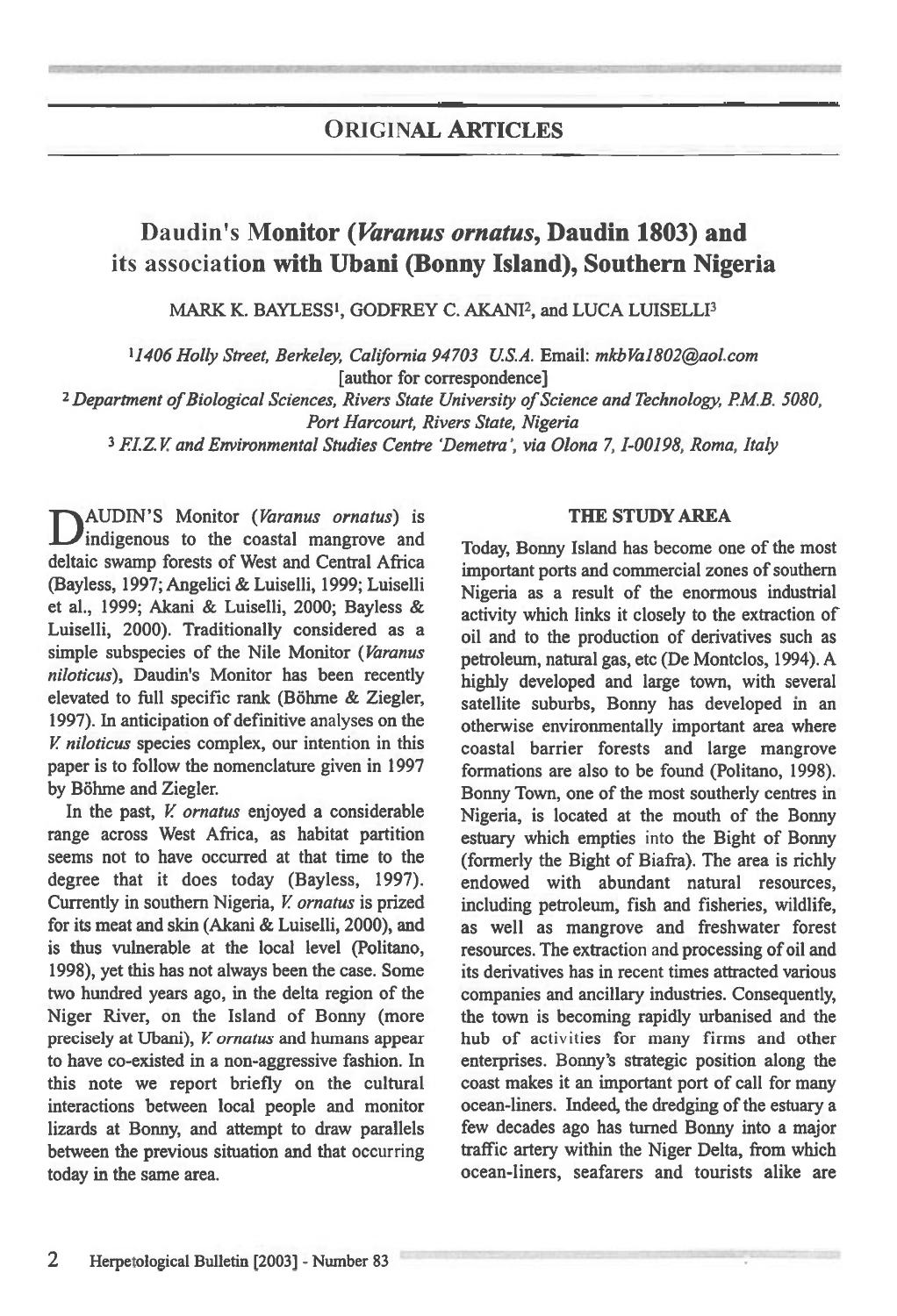## ORIGINAL ARTICLES

# Daudin's Monitor (*Varanus ornatus*, Daudin 1803) and its association with Ubani (Bonny Island), Southern Nigeria

MARK K. BAYLESS[1], GODFREY C. AKANI[2], and LUCA LUISELLI[3]

[1] *1406 Holly Street, Berkeley, California 94703 U.S.A.* Email: *mkbVa1802@aol.com* [author for correspondence]

[2] *Department of Biological Sciences, Rivers State University of Science and Technology, P.M.B. 5080, Port Harcourt, Rivers State, Nigeria*

[3] *F.I.Z.V. and Environmental Studies Centre 'Demetra', via Olona 7, I-00198, Roma, Italy*

DAUDIN'S Monitor (*Varanus ornatus*) is indigenous to the coastal mangrove and deltaic swamp forests of West and Central Africa (Bayless, 1997; Angelici & Luiselli, 1999; Luiselli et al., 1999; Akani & Luiselli, 2000; Bayless & Luiselli, 2000). Traditionally considered as a simple subspecies of the Nile Monitor (*Varanus niloticus*), Daudin's Monitor has been recently elevated to full specific rank (Böhme & Ziegler, 1997). In anticipation of definitive analyses on the *V. niloticus* species complex, our intention in this paper is to follow the nomenclature given in 1997 by Böhme and Ziegler.

In the past, *V. ornatus* enjoyed a considerable range across West Africa, as habitat partition seems not to have occurred at that time to the degree that it does today (Bayless, 1997). Currently in southern Nigeria, *V. ornatus* is prized for its meat and skin (Akani & Luiselli, 2000), and is thus vulnerable at the local level (Politano, 1998), yet this has not always been the case. Some two hundred years ago, in the delta region of the Niger River, on the Island of Bonny (more precisely at Ubani), *V. ornatus* and humans appear to have co-existed in a non-aggressive fashion. In this note we report briefly on the cultural interactions between local people and monitor lizards at Bonny, and attempt to draw parallels between the previous situation and that occurring today in the same area.

### THE STUDY AREA

Today, Bonny Island has become one of the most important ports and commercial zones of southern Nigeria as a result of the enormous industrial activity which links it closely to the extraction of oil and to the production of derivatives such as petroleum, natural gas, etc (De Montclos, 1994). A highly developed and large town, with several satellite suburbs, Bonny has developed in an otherwise environmentally important area where coastal barrier forests and large mangrove formations are also to be found (Politano, 1998). Bonny Town, one of the most southerly centres in Nigeria, is located at the mouth of the Bonny estuary which empties into the Bight of Bonny (formerly the Bight of Biafra). The area is richly endowed with abundant natural resources, including petroleum, fish and fisheries, wildlife, as well as mangrove and freshwater forest resources. The extraction and processing of oil and its derivatives has in recent times attracted various companies and ancillary industries. Consequently, the town is becoming rapidly urbanised and the hub of activities for many firms and other enterprises. Bonny's strategic position along the coast makes it an important port of call for many ocean-liners. Indeed, the dredging of the estuary a few decades ago has turned Bonny into a major traffic artery within the Niger Delta, from which ocean-liners, seafarers and tourists alike are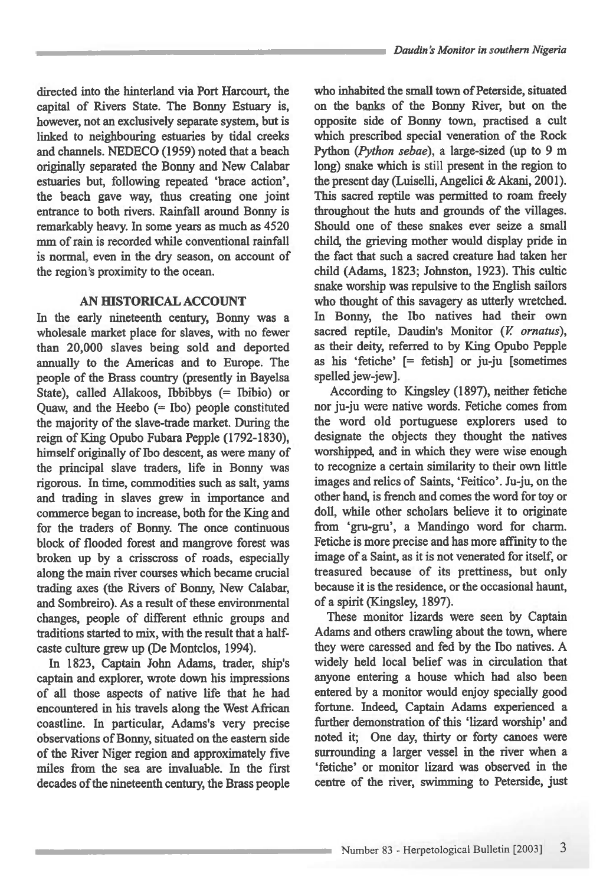directed into the hinterland via Port Harcourt, the capital of Rivers State. The Bonny Estuary is, however, not an exclusively separate system, but is linked to neighbouring estuaries by tidal creeks and channels. NEDECO (1959) noted that a beach originally separated the Bonny and New Calabar estuaries but, following repeated 'brace action', the beach gave way, thus creating one joint entrance to both rivers. Rainfall around Bonny is remarkably heavy. In some years as much as 4520 mm of rain is recorded while conventional rainfall is normal, even in the dry season, on account of the region's proximity to the ocean.

## AN HISTORICAL ACCOUNT

In the early nineteenth century, Bonny was a wholesale market place for slaves, with no fewer than 20,000 slaves being sold and deported annually to the Americas and to Europe. The people of the Brass country (presently in Bayelsa State), called Allakoos, Ibbibbys (= Ibibio) or Quaw, and the Heebo (= Ibo) people constituted the majority of the slave-trade market. During the reign of King Opubo Fubara Pepple (1792-1830), himself originally of Ibo descent, as were many of the principal slave traders, life in Bonny was rigorous. In time, commodities such as salt, yams and trading in slaves grew in importance and commerce began to increase, both for the King and for the traders of Bonny. The once continuous block of flooded forest and mangrove forest was broken up by a crisscross of roads, especially along the main river courses which became crucial trading axes (the Rivers of Bonny, New Calabar, and Sombreiro). As a result of these environmental changes, people of different ethnic groups and traditions started to mix, with the result that a half-caste culture grew up (De Montclos, 1994).

In 1823, Captain John Adams, trader, ship's captain and explorer, wrote down his impressions of all those aspects of native life that he had encountered in his travels along the West African coastline. In particular, Adams's very precise observations of Bonny, situated on the eastern side of the River Niger region and approximately five miles from the sea are invaluable. In the first decades of the nineteenth century, the Brass people who inhabited the small town of Peterside, situated on the banks of the Bonny River, but on the opposite side of Bonny town, practised a cult which prescribed special veneration of the Rock Python (*Python sebae*), a large-sized (up to 9 m long) snake which is still present in the region to the present day (Luiselli, Angelici & Akani, 2001). This sacred reptile was permitted to roam freely throughout the huts and grounds of the villages. Should one of these snakes ever seize a small child, the grieving mother would display pride in the fact that such a sacred creature had taken her child (Adams, 1823; Johnston, 1923). This cultic snake worship was repulsive to the English sailors who thought of this savagery as utterly wretched. In Bonny, the Ibo natives had their own sacred reptile, Daudin's Monitor (*V. ornatus*), as their deity, referred to by King Opubo Pepple as his 'fetiche' [= fetish] or ju-ju [sometimes spelled jew-jew].

According to Kingsley (1897), neither fetiche nor ju-ju were native words. Fetiche comes from the word old portuguese explorers used to designate the objects they thought the natives worshipped, and in which they were wise enough to recognize a certain similarity to their own little images and relics of Saints, 'Feitico'. Ju-ju, on the other hand, is french and comes the word for toy or doll, while other scholars believe it to originate from 'gru-gru', a Mandingo word for charm. Fetiche is more precise and has more affinity to the image of a Saint, as it is not venerated for itself, or treasured because of its prettiness, but only because it is the residence, or the occasional haunt, of a spirit (Kingsley, 1897).

These monitor lizards were seen by Captain Adams and others crawling about the town, where they were caressed and fed by the Ibo natives. A widely held local belief was in circulation that anyone entering a house which had also been entered by a monitor would enjoy specially good fortune. Indeed, Captain Adams experienced a further demonstration of this 'lizard worship' and noted it; One day, thirty or forty canoes were surrounding a larger vessel in the river when a 'fetiche' or monitor lizard was observed in the centre of the river, swimming to Peterside, just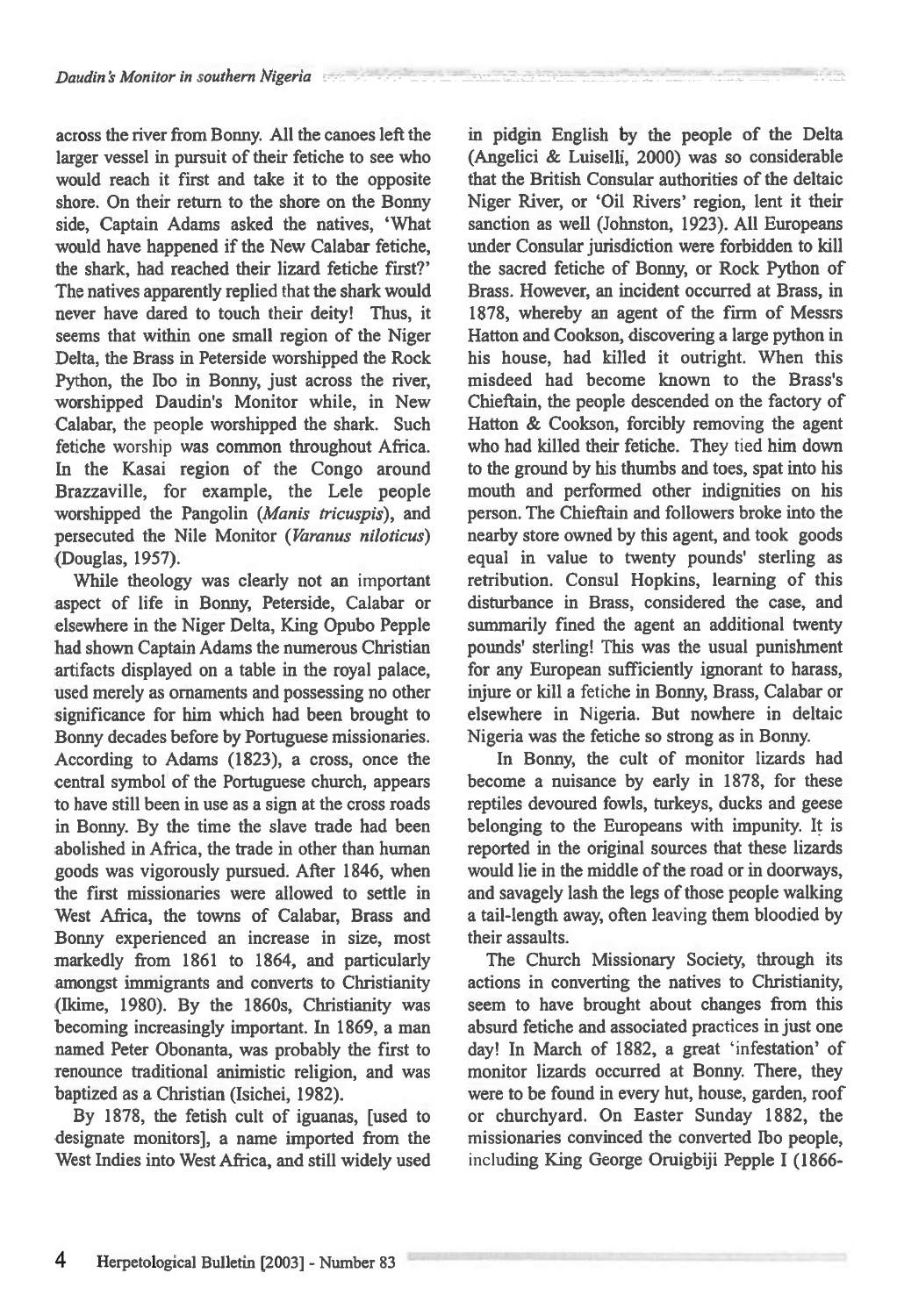across the river from Bonny. All the canoes left the larger vessel in pursuit of their fetiche to see who would reach it first and take it to the opposite shore. On their return to the shore on the Bonny side, Captain Adams asked the natives, 'What would have happened if the New Calabar fetiche, the shark, had reached their lizard fetiche first?' The natives apparently replied that the shark would never have dared to touch their deity! Thus, it seems that within one small region of the Niger Delta, the Brass in Peterside worshipped the Rock Python, the Ibo in Bonny, just across the river, worshipped Daudin's Monitor while, in New Calabar, the people worshipped the shark. Such fetiche worship was common throughout Africa. In the Kasai region of the Congo around Brazzaville, for example, the Lele people worshipped the Pangolin (*Manis tricuspis*), and persecuted the Nile Monitor (*Varanus niloticus*) (Douglas, 1957).

While theology was clearly not an important aspect of life in Bonny, Peterside, Calabar or elsewhere in the Niger Delta, King Opubo Pepple had shown Captain Adams the numerous Christian artifacts displayed on a table in the royal palace, used merely as ornaments and possessing no other significance for him which had been brought to Bonny decades before by Portuguese missionaries. According to Adams (1823), a cross, once the central symbol of the Portuguese church, appears to have still been in use as a sign at the cross roads in Bonny. By the time the slave trade had been abolished in Africa, the trade in other than human goods was vigorously pursued. After 1846, when the first missionaries were allowed to settle in West Africa, the towns of Calabar, Brass and Bonny experienced an increase in size, most markedly from 1861 to 1864, and particularly amongst immigrants and converts to Christianity (Ikime, 1980). By the 1860s, Christianity was becoming increasingly important. In 1869, a man named Peter Obonanta, was probably the first to renounce traditional animistic religion, and was baptized as a Christian (Isichei, 1982).

By 1878, the fetish cult of iguanas, [used to designate monitors], a name imported from the West Indies into West Africa, and still widely used in pidgin English by the people of the Delta (Angelici & Luiselli, 2000) was so considerable that the British Consular authorities of the deltaic Niger River, or 'Oil Rivers' region, lent it their sanction as well (Johnston, 1923). All Europeans under Consular jurisdiction were forbidden to kill the sacred fetiche of Bonny, or Rock Python of Brass. However, an incident occurred at Brass, in 1878, whereby an agent of the firm of Messrs Hatton and Cookson, discovering a large python in his house, had killed it outright. When this misdeed had become known to the Brass's Chieftain, the people descended on the factory of Hatton & Cookson, forcibly removing the agent who had killed their fetiche. They tied him down to the ground by his thumbs and toes, spat into his mouth and performed other indignities on his person. The Chieftain and followers broke into the nearby store owned by this agent, and took goods equal in value to twenty pounds' sterling as retribution. Consul Hopkins, learning of this disturbance in Brass, considered the case, and summarily fined the agent an additional twenty pounds' sterling! This was the usual punishment for any European sufficiently ignorant to harass, injure or kill a fetiche in Bonny, Brass, Calabar or elsewhere in Nigeria. But nowhere in deltaic Nigeria was the fetiche so strong as in Bonny.

In Bonny, the cult of monitor lizards had become a nuisance by early in 1878, for these reptiles devoured fowls, turkeys, ducks and geese belonging to the Europeans with impunity. It is reported in the original sources that these lizards would lie in the middle of the road or in doorways, and savagely lash the legs of those people walking a tail-length away, often leaving them bloodied by their assaults.

The Church Missionary Society, through its actions in converting the natives to Christianity, seem to have brought about changes from this absurd fetiche and associated practices in just one day! In March of 1882, a great 'infestation' of monitor lizards occurred at Bonny. There, they were to be found in every hut, house, garden, roof or churchyard. On Easter Sunday 1882, the missionaries convinced the converted Ibo people, including King George Oruigbiji Pepple I (1866-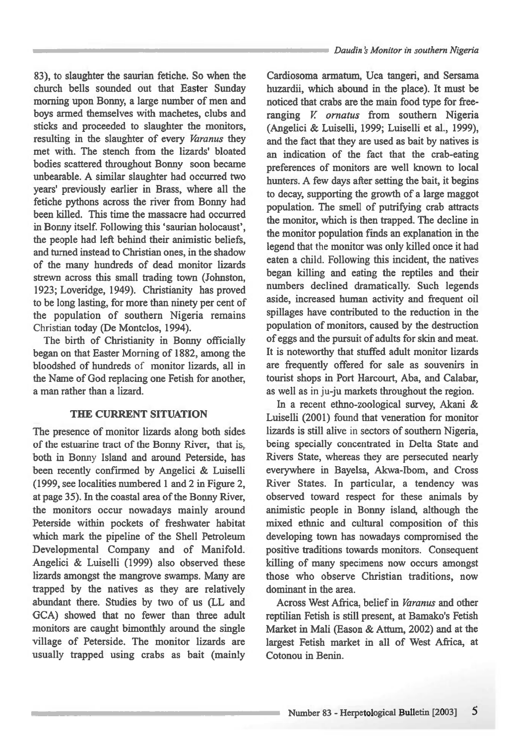83), to slaughter the saurian fetiche. So when the church bells sounded out that Easter Sunday morning upon Bonny, a large number of men and boys armed themselves with machetes, clubs and sticks and proceeded to slaughter the monitors, resulting in the slaughter of every *Varanus* they met with. The stench from the lizards' bloated bodies scattered throughout Bonny soon became unbearable. A similar slaughter had occurred two years' previously earlier in Brass, where all the fetiche pythons across the river from Bonny had been killed. This time the massacre had occurred in Bonny itself. Following this 'saurian holocaust', the people had left behind their animistic beliefs, and turned instead to Christian ones, in the shadow of the many hundreds of dead monitor lizards strewn across this small trading town (Johnston, 1923; Loveridge, 1949). Christianity has proved to be long lasting, for more than ninety per cent of the population of southern Nigeria remains Christian today (De Montclos, 1994).

The birth of Christianity in Bonny officially began on that Easter Morning of 1882, among the bloodshed of hundreds of monitor lizards, all in the Name of God replacing one Fetish for another, a man rather than a lizard.

## THE CURRENT SITUATION

The presence of monitor lizards along both sides of the estuarine tract of the Bonny River, that is, both in Bonny Island and around Peterside, has been recently confirmed by Angelici & Luiselli (1999, see localities numbered 1 and 2 in Figure 2, at page 35). In the coastal area of the Bonny River, the monitors occur nowadays mainly around Peterside within pockets of freshwater habitat which mark the pipeline of the Shell Petroleum Developmental Company and of Manifold. Angelici & Luiselli (1999) also observed these lizards amongst the mangrove swamps. Many are trapped by the natives as they are relatively abundant there. Studies by two of us (LL and GCA) showed that no fewer than three adult monitors are caught bimonthly around the single village of Peterside. The monitor lizards are usually trapped using crabs as bait (mainly Cardiosoma armatum, Uca tangeri, and Sersama huzardii, which abound in the place). It must be noticed that crabs are the main food type for free-ranging *V. ornatus* from southern Nigeria (Angelici & Luiselli, 1999; Luiselli et al., 1999), and the fact that they are used as bait by natives is an indication of the fact that the crab-eating preferences of monitors are well known to local hunters. A few days after setting the bait, it begins to decay, supporting the growth of a large maggot population. The smell of putrifying crab attracts the monitor, which is then trapped. The decline in the monitor population finds an explanation in the legend that the monitor was only killed once it had eaten a child. Following this incident, the natives began killing and eating the reptiles and their numbers declined dramatically. Such legends aside, increased human activity and frequent oil spillages have contributed to the reduction in the population of monitors, caused by the destruction of eggs and the pursuit of adults for skin and meat. It is noteworthy that stuffed adult monitor lizards are frequently offered for sale as souvenirs in tourist shops in Port Harcourt, Aba, and Calabar, as well as in ju-ju markets throughout the region.

In a recent ethno-zoological survey, Akani & Luiselli (2001) found that veneration for monitor lizards is still alive in sectors of southern Nigeria, being specially concentrated in Delta State and Rivers State, whereas they are persecuted nearly everywhere in Bayelsa, Akwa-Ibom, and Cross River States. In particular, a tendency was observed toward respect for these animals by animistic people in Bonny island, although the mixed ethnic and cultural composition of this developing town has nowadays compromised the positive traditions towards monitors. Consequent killing of many specimens now occurs amongst those who observe Christian traditions, now dominant in the area.

Across West Africa, belief in *Varanus* and other reptilian Fetish is still present, at Bamako's Fetish Market in Mali (Eason & Attum, 2002) and at the largest Fetish market in all of West Africa, at Cotonou in Benin.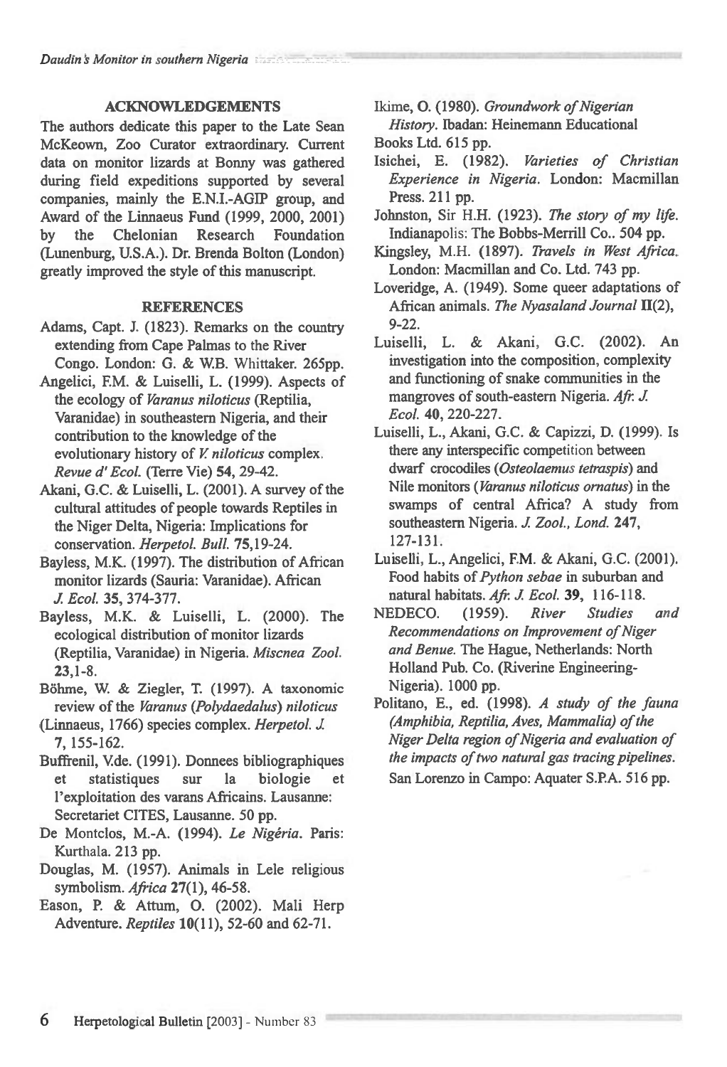## ACKNOWLEDGEMENTS

The authors dedicate this paper to the Late Sean McKeown, Zoo Curator extraordinary. Current data on monitor lizards at Bonny was gathered during field expeditions supported by several companies, mainly the E.N.I.-AGIP group, and Award of the Linnaeus Fund (1999, 2000, 2001) by the Chelonian Research Foundation (Lunenburg, U.S.A.). Dr. Brenda Bolton (London) greatly improved the style of this manuscript.

## REFERENCES

Adams, Capt. J. (1823). Remarks on the country extending from Cape Palmas to the River Congo. London: G. & W.B. Whittaker. 265pp.

Angelici, F.M. & Luiselli, L. (1999). Aspects of the ecology of *Varanus niloticus* (Reptilia, Varanidae) in southeastern Nigeria, and their contribution to the knowledge of the evolutionary history of *V. niloticus* complex. *Revue d' Ecol.* (Terre Vie) **54**, 29-42.

Akani, G.C. & Luiselli, L. (2001). A survey of the cultural attitudes of people towards Reptiles in the Niger Delta, Nigeria: Implications for conservation. *Herpetol. Bull.* **75**,19-24.

Bayless, M.K. (1997). The distribution of African monitor lizards (Sauria: Varanidae). African *J. Ecol.* **35**, 374-377.

Bayless, M.K. & Luiselli, L. (2000). The ecological distribution of monitor lizards (Reptilia, Varanidae) in Nigeria. *Miscnea Zool.* **23**,1-8.

Böhme, W. & Ziegler, T. (1997). A taxonomic review of the *Varanus* (*Polydaedalus*) *niloticus* (Linnaeus, 1766) species complex. *Herpetol. J.* **7**, 155-162.

Buffrenil, V.de. (1991). Donnees bibliographiques et statistiques sur la biologie et l'exploitation des varans Africains. Lausanne: Secretariet CITES, Lausanne. 50 pp.

De Montclos, M.-A. (1994). *Le Nigéria*. Paris: Kurthala. 213 pp.

Douglas, M. (1957). Animals in Lele religious symbolism. *Africa* **27**(1), 46-58.

Eason, P. & Attum, O. (2002). Mali Herp Adventure. *Reptiles* **10**(11), 52-60 and 62-71.

Ikime, O. (1980). *Groundwork of Nigerian History*. Ibadan: Heinemann Educational Books Ltd. 615 pp.

Isichei, E. (1982). *Varieties of Christian Experience in Nigeria*. London: Macmillan Press. 211 pp.

Johnston, Sir H.H. (1923). *The story of my life*. Indianapolis: The Bobbs-Merrill Co.. 504 pp.

Kingsley, M.H. (1897). *Travels in West Africa*. London: Macmillan and Co. Ltd. 743 pp.

Loveridge, A. (1949). Some queer adaptations of African animals. *The Nyasaland Journal* **II**(2), 9-22.

Luiselli, L. & Akani, G.C. (2002). An investigation into the composition, complexity and functioning of snake communities in the mangroves of south-eastern Nigeria. *Afr. J. Ecol.* **40**, 220-227.

Luiselli, L., Akani, G.C. & Capizzi, D. (1999). Is there any interspecific competition between dwarf crocodiles (*Osteolaemus tetraspis*) and Nile monitors (*Varanus niloticus ornatus*) in the swamps of central Africa? A study from southeastern Nigeria. *J. Zool., Lond.* **247**, 127-131.

Luiselli, L., Angelici, F.M. & Akani, G.C. (2001). Food habits of *Python sebae* in suburban and natural habitats. *Afr. J. Ecol.* **39**, 116-118.

NEDECO. (1959). *River Studies and Recommendations on Improvement of Niger and Benue*. The Hague, Netherlands: North Holland Pub. Co. (Riverine Engineering-Nigeria). 1000 pp.

Politano, E., ed. (1998). *A study of the fauna (Amphibia, Reptilia, Aves, Mammalia) of the Niger Delta region of Nigeria and evaluation of the impacts of two natural gas tracing pipelines*. San Lorenzo in Campo: Aquater S.P.A. 516 pp.